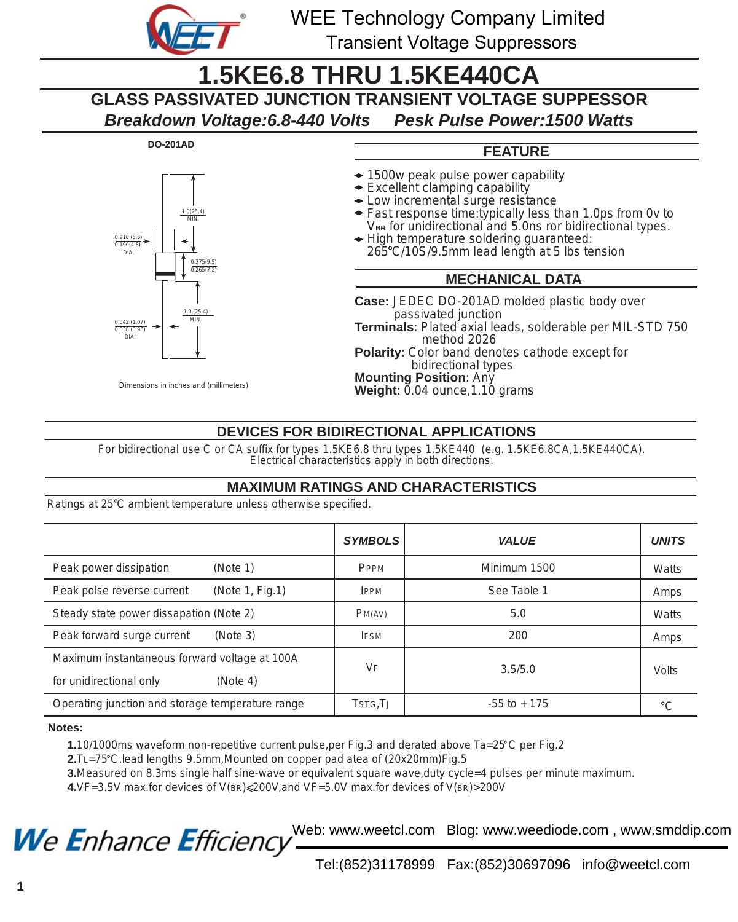WEE Technology Company Limited

Transient Voltage Suppressors

# 1.5KE6.8 THRU 1.5KE440CA

## GLASS PASSIVATED JUNCTION TRANSIENT VOLTAGE SUPPESSOR

***Breakdown Voltage:6.8-440 Volts    Pesk Pulse Power:1500 Watts***

**DO-201AD**

1.0(25.4) MIN.

0.210 (5.3) / 0.190(4.8) DIA.

0.375(9.5) / 0.265(7.2)

1.0 (25.4) MIN.

0.042 (1.07) / 0.038 (0.96) DIA.

Dimensions in inches and (millimeters)

### FEATURE

- 1500w peak pulse power capability
- Excellent clamping capability
- Low incremental surge resistance
- Fast response time:typically less than 1.0ps from 0v to $V_{BR}$ for unidirectional and 5.0ns ror bidirectional types.
- High temperature soldering guaranteed: 265℃/10S/9.5mm lead length at 5 lbs tension

### MECHANICAL DATA

**Case:** JEDEC DO-201AD molded plastic body over passivated junction
**Terminals**: Plated axial leads, solderable per MIL-STD 750 method 2026
**Polarity**: Color band denotes cathode except for bidirectional types
**Mounting Position**: Any
**Weight**: 0.04 ounce,1.10 grams

### DEVICES FOR BIDIRECTIONAL APPLICATIONS

For bidirectional use C or CA suffix for types 1.5KE6.8 thru types 1.5KE440 (e.g. 1.5KE6.8CA,1.5KE440CA). Electrical characteristics apply in both directions.

### MAXIMUM RATINGS AND CHARACTERISTICS

Ratings at 25℃ ambient temperature unless otherwise specified.

| | *SYMBOLS* | *VALUE* | *UNITS* |
|---|---|---|---|
| Peak power dissipation (Note 1) | $P_{PPM}$ | Minimum 1500 | Watts |
| Peak polse reverse current (Note 1, Fig.1) | $I_{PPM}$ | See Table 1 | Amps |
| Steady state power dissapation (Note 2) | $P_{M(AV)}$ | 5.0 | Watts |
| Peak forward surge current (Note 3) | $I_{FSM}$ | 200 | Amps |
| Maximum instantaneous forward voltage at 100A for unidirectional only (Note 4) | $V_F$ | 3.5/5.0 | Volts |
| Operating junction and storage temperature range | $T_{STG}$,$T_J$ | -55 to +175 | ℃ |

**Notes:**

**1.**10/1000ms waveform non-repetitive current pulse,per Fig.3 and derated above Ta=25°C per Fig.2
**2.**$T_L$=75°C,lead lengths 9.5mm,Mounted on copper pad atea of (20x20mm)Fig.5
**3.**Measured on 8.3ms single half sine-wave or equivalent square wave,duty cycle=4 pulses per minute maximum.
**4.**$V_F$=3.5V max.for devices of $V_{(BR)}$≤200V,and $V_F$=5.0V max.for devices of $V_{(BR)}$>200V

We Enhance Efficiency

Web: www.weetcl.com Blog: www.weediode.com , www.smddip.com

Tel:(852)31178999 Fax:(852)30697096 info@weetcl.com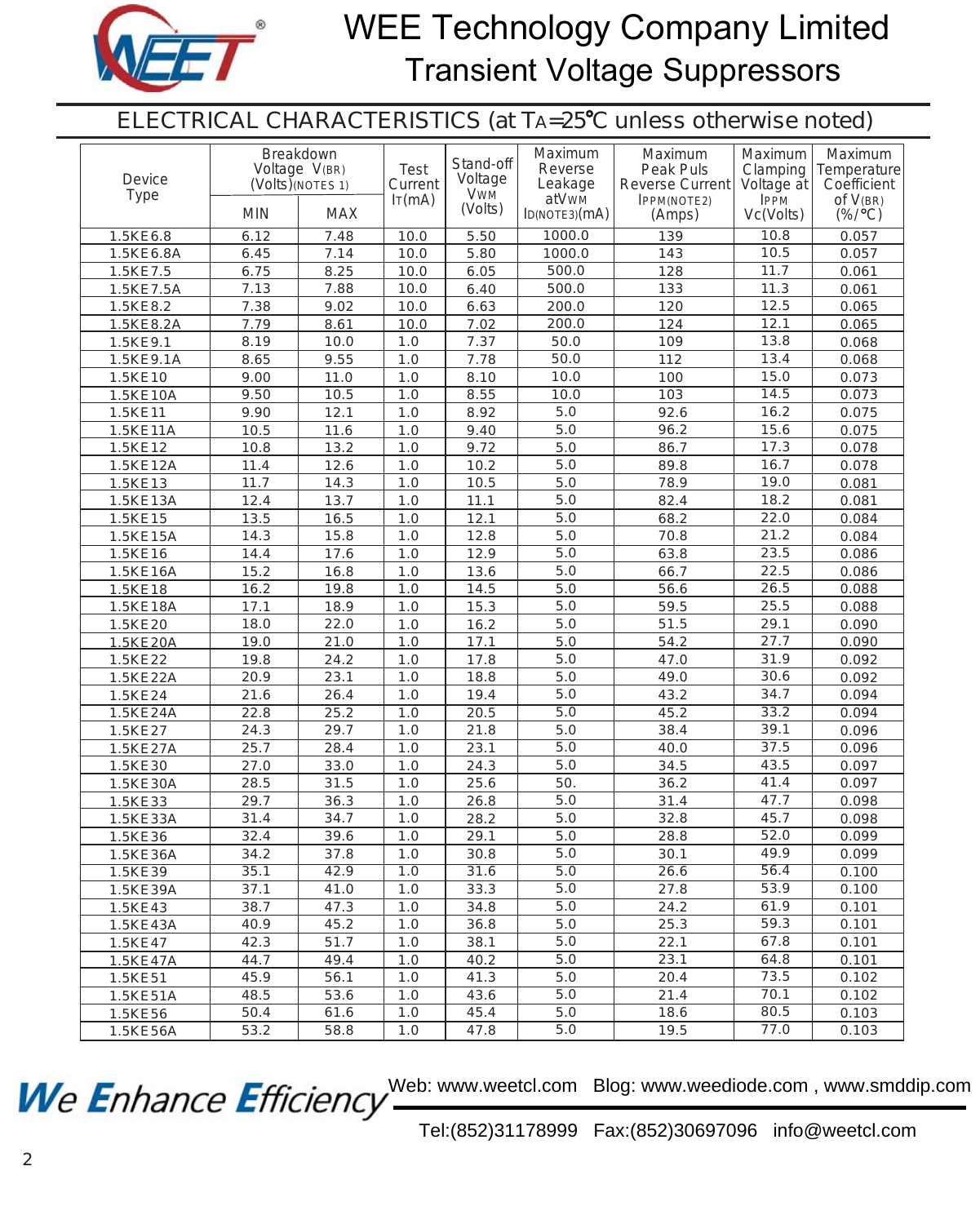# WEE Technology Company Limited

## Transient Voltage Suppressors

### ELECTRICAL CHARACTERISTICS (at $T_A$=25℃ unless otherwise noted)

| Device Type | Breakdown Voltage $V_{(BR)}$ (Volts)(NOTES 1) | | Test Current $I_T$(mA) | Stand-off Voltage $V_{WM}$ (Volts) | Maximum Reverse Leakage at $V_{WM}$ $I_D$(NOTE3)(mA) | Maximum Peak Puls Reverse Current $I_{PPM}$(NOTE2) (Amps) | Maximum Clamping Voltage at $I_{PPM}$ $V_C$(Volts) | Maximum Temperature Coefficient of $V_{(BR)}$ (%/℃) |
|---|---|---|---|---|---|---|---|---|
| | MIN | MAX | | | | | | |
| 1.5KE6.8 | 6.12 | 7.48 | 10.0 | 5.50 | 1000.0 | 139 | 10.8 | 0.057 |
| 1.5KE6.8A | 6.45 | 7.14 | 10.0 | 5.80 | 1000.0 | 143 | 10.5 | 0.057 |
| 1.5KE7.5 | 6.75 | 8.25 | 10.0 | 6.05 | 500.0 | 128 | 11.7 | 0.061 |
| 1.5KE7.5A | 7.13 | 7.88 | 10.0 | 6.40 | 500.0 | 133 | 11.3 | 0.061 |
| 1.5KE8.2 | 7.38 | 9.02 | 10.0 | 6.63 | 200.0 | 120 | 12.5 | 0.065 |
| 1.5KE8.2A | 7.79 | 8.61 | 10.0 | 7.02 | 200.0 | 124 | 12.1 | 0.065 |
| 1.5KE9.1 | 8.19 | 10.0 | 1.0 | 7.37 | 50.0 | 109 | 13.8 | 0.068 |
| 1.5KE9.1A | 8.65 | 9.55 | 1.0 | 7.78 | 50.0 | 112 | 13.4 | 0.068 |
| 1.5KE10 | 9.00 | 11.0 | 1.0 | 8.10 | 10.0 | 100 | 15.0 | 0.073 |
| 1.5KE10A | 9.50 | 10.5 | 1.0 | 8.55 | 10.0 | 103 | 14.5 | 0.073 |
| 1.5KE11 | 9.90 | 12.1 | 1.0 | 8.92 | 5.0 | 92.6 | 16.2 | 0.075 |
| 1.5KE11A | 10.5 | 11.6 | 1.0 | 9.40 | 5.0 | 96.2 | 15.6 | 0.075 |
| 1.5KE12 | 10.8 | 13.2 | 1.0 | 9.72 | 5.0 | 86.7 | 17.3 | 0.078 |
| 1.5KE12A | 11.4 | 12.6 | 1.0 | 10.2 | 5.0 | 89.8 | 16.7 | 0.078 |
| 1.5KE13 | 11.7 | 14.3 | 1.0 | 10.5 | 5.0 | 78.9 | 19.0 | 0.081 |
| 1.5KE13A | 12.4 | 13.7 | 1.0 | 11.1 | 5.0 | 82.4 | 18.2 | 0.081 |
| 1.5KE15 | 13.5 | 16.5 | 1.0 | 12.1 | 5.0 | 68.2 | 22.0 | 0.084 |
| 1.5KE15A | 14.3 | 15.8 | 1.0 | 12.8 | 5.0 | 70.8 | 21.2 | 0.084 |
| 1.5KE16 | 14.4 | 17.6 | 1.0 | 12.9 | 5.0 | 63.8 | 23.5 | 0.086 |
| 1.5KE16A | 15.2 | 16.8 | 1.0 | 13.6 | 5.0 | 66.7 | 22.5 | 0.086 |
| 1.5KE18 | 16.2 | 19.8 | 1.0 | 14.5 | 5.0 | 56.6 | 26.5 | 0.088 |
| 1.5KE18A | 17.1 | 18.9 | 1.0 | 15.3 | 5.0 | 59.5 | 25.5 | 0.088 |
| 1.5KE20 | 18.0 | 22.0 | 1.0 | 16.2 | 5.0 | 51.5 | 29.1 | 0.090 |
| 1.5KE20A | 19.0 | 21.0 | 1.0 | 17.1 | 5.0 | 54.2 | 27.7 | 0.090 |
| 1.5KE22 | 19.8 | 24.2 | 1.0 | 17.8 | 5.0 | 47.0 | 31.9 | 0.092 |
| 1.5KE22A | 20.9 | 23.1 | 1.0 | 18.8 | 5.0 | 49.0 | 30.6 | 0.092 |
| 1.5KE24 | 21.6 | 26.4 | 1.0 | 19.4 | 5.0 | 43.2 | 34.7 | 0.094 |
| 1.5KE24A | 22.8 | 25.2 | 1.0 | 20.5 | 5.0 | 45.2 | 33.2 | 0.094 |
| 1.5KE27 | 24.3 | 29.7 | 1.0 | 21.8 | 5.0 | 38.4 | 39.1 | 0.096 |
| 1.5KE27A | 25.7 | 28.4 | 1.0 | 23.1 | 5.0 | 40.0 | 37.5 | 0.096 |
| 1.5KE30 | 27.0 | 33.0 | 1.0 | 24.3 | 5.0 | 34.5 | 43.5 | 0.097 |
| 1.5KE30A | 28.5 | 31.5 | 1.0 | 25.6 | 50. | 36.2 | 41.4 | 0.097 |
| 1.5KE33 | 29.7 | 36.3 | 1.0 | 26.8 | 5.0 | 31.4 | 47.7 | 0.098 |
| 1.5KE33A | 31.4 | 34.7 | 1.0 | 28.2 | 5.0 | 32.8 | 45.7 | 0.098 |
| 1.5KE36 | 32.4 | 39.6 | 1.0 | 29.1 | 5.0 | 28.8 | 52.0 | 0.099 |
| 1.5KE36A | 34.2 | 37.8 | 1.0 | 30.8 | 5.0 | 30.1 | 49.9 | 0.099 |
| 1.5KE39 | 35.1 | 42.9 | 1.0 | 31.6 | 5.0 | 26.6 | 56.4 | 0.100 |
| 1.5KE39A | 37.1 | 41.0 | 1.0 | 33.3 | 5.0 | 27.8 | 53.9 | 0.100 |
| 1.5KE43 | 38.7 | 47.3 | 1.0 | 34.8 | 5.0 | 24.2 | 61.9 | 0.101 |
| 1.5KE43A | 40.9 | 45.2 | 1.0 | 36.8 | 5.0 | 25.3 | 59.3 | 0.101 |
| 1.5KE47 | 42.3 | 51.7 | 1.0 | 38.1 | 5.0 | 22.1 | 67.8 | 0.101 |
| 1.5KE47A | 44.7 | 49.4 | 1.0 | 40.2 | 5.0 | 23.1 | 64.8 | 0.101 |
| 1.5KE51 | 45.9 | 56.1 | 1.0 | 41.3 | 5.0 | 20.4 | 73.5 | 0.102 |
| 1.5KE51A | 48.5 | 53.6 | 1.0 | 43.6 | 5.0 | 21.4 | 70.1 | 0.102 |
| 1.5KE56 | 50.4 | 61.6 | 1.0 | 45.4 | 5.0 | 18.6 | 80.5 | 0.103 |
| 1.5KE56A | 53.2 | 58.8 | 1.0 | 47.8 | 5.0 | 19.5 | 77.0 | 0.103 |

*We Enhance Efficiency*

Web: www.weetcl.com Blog: www.weediode.com , www.smddip.com

Tel:(852)31178999 Fax:(852)30697096 info@weetcl.com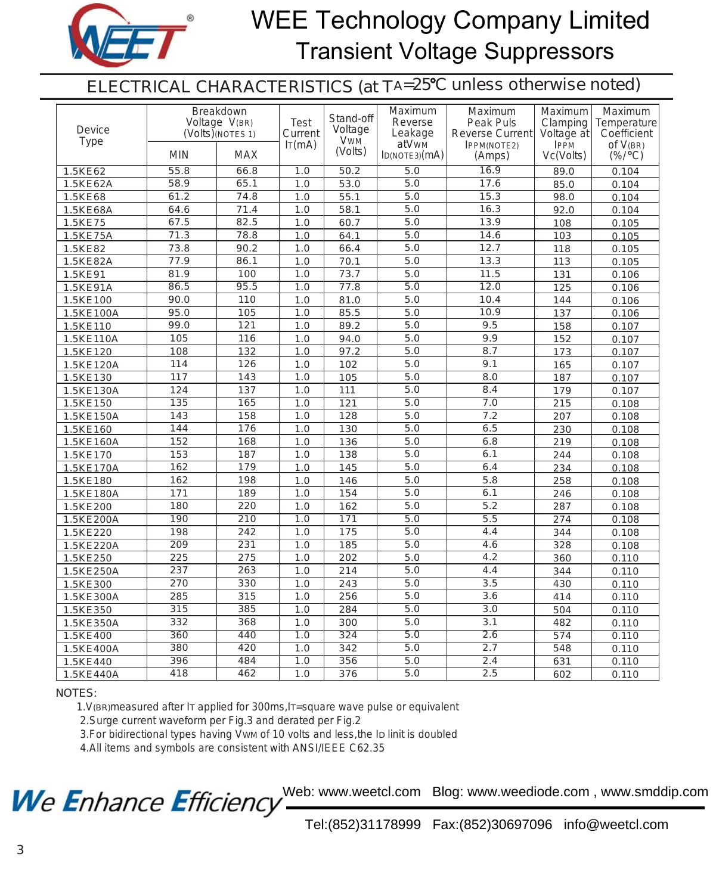# WEE Technology Company Limited

## Transient Voltage Suppressors

### ELECTRICAL CHARACTERISTICS (at $T_A$=25℃ unless otherwise noted)

| Device Type | Breakdown Voltage $V_{(BR)}$ (Volts)(NOTES 1) | | Test Current $I_T$(mA) | Stand-off Voltage $V_{WM}$ (Volts) | Maximum Reverse Leakage at $V_{WM}$ $I_D$(NOTE3)(mA) | Maximum Peak Puls Reverse Current $I_{PPM}$(NOTE2) (Amps) | Maximum Clamping Voltage at $I_{PPM}$ $V_C$(Volts) | Maximum Temperature Coefficient of $V_{(BR)}$ (%/℃) |
|---|---|---|---|---|---|---|---|---|
| | MIN | MAX | | | | | | |
| 1.5KE62 | 55.8 | 66.8 | 1.0 | 50.2 | 5.0 | 16.9 | 89.0 | 0.104 |
| 1.5KE62A | 58.9 | 65.1 | 1.0 | 53.0 | 5.0 | 17.6 | 85.0 | 0.104 |
| 1.5KE68 | 61.2 | 74.8 | 1.0 | 55.1 | 5.0 | 15.3 | 98.0 | 0.104 |
| 1.5KE68A | 64.6 | 71.4 | 1.0 | 58.1 | 5.0 | 16.3 | 92.0 | 0.104 |
| 1.5KE75 | 67.5 | 82.5 | 1.0 | 60.7 | 5.0 | 13.9 | 108 | 0.105 |
| 1.5KE75A | 71.3 | 78.8 | 1.0 | 64.1 | 5.0 | 14.6 | 103 | 0.105 |
| 1.5KE82 | 73.8 | 90.2 | 1.0 | 66.4 | 5.0 | 12.7 | 118 | 0.105 |
| 1.5KE82A | 77.9 | 86.1 | 1.0 | 70.1 | 5.0 | 13.3 | 113 | 0.105 |
| 1.5KE91 | 81.9 | 100 | 1.0 | 73.7 | 5.0 | 11.5 | 131 | 0.106 |
| 1.5KE91A | 86.5 | 95.5 | 1.0 | 77.8 | 5.0 | 12.0 | 125 | 0.106 |
| 1.5KE100 | 90.0 | 110 | 1.0 | 81.0 | 5.0 | 10.4 | 144 | 0.106 |
| 1.5KE100A | 95.0 | 105 | 1.0 | 85.5 | 5.0 | 10.9 | 137 | 0.106 |
| 1.5KE110 | 99.0 | 121 | 1.0 | 89.2 | 5.0 | 9.5 | 158 | 0.107 |
| 1.5KE110A | 105 | 116 | 1.0 | 94.0 | 5.0 | 9.9 | 152 | 0.107 |
| 1.5KE120 | 108 | 132 | 1.0 | 97.2 | 5.0 | 8.7 | 173 | 0.107 |
| 1.5KE120A | 114 | 126 | 1.0 | 102 | 5.0 | 9.1 | 165 | 0.107 |
| 1.5KE130 | 117 | 143 | 1.0 | 105 | 5.0 | 8.0 | 187 | 0.107 |
| 1.5KE130A | 124 | 137 | 1.0 | 111 | 5.0 | 8.4 | 179 | 0.107 |
| 1.5KE150 | 135 | 165 | 1.0 | 121 | 5.0 | 7.0 | 215 | 0.108 |
| 1.5KE150A | 143 | 158 | 1.0 | 128 | 5.0 | 7.2 | 207 | 0.108 |
| 1.5KE160 | 144 | 176 | 1.0 | 130 | 5.0 | 6.5 | 230 | 0.108 |
| 1.5KE160A | 152 | 168 | 1.0 | 136 | 5.0 | 6.8 | 219 | 0.108 |
| 1.5KE170 | 153 | 187 | 1.0 | 138 | 5.0 | 6.1 | 244 | 0.108 |
| 1.5KE170A | 162 | 179 | 1.0 | 145 | 5.0 | 6.4 | 234 | 0.108 |
| 1.5KE180 | 162 | 198 | 1.0 | 146 | 5.0 | 5.8 | 258 | 0.108 |
| 1.5KE180A | 171 | 189 | 1.0 | 154 | 5.0 | 6.1 | 246 | 0.108 |
| 1.5KE200 | 180 | 220 | 1.0 | 162 | 5.0 | 5.2 | 287 | 0.108 |
| 1.5KE200A | 190 | 210 | 1.0 | 171 | 5.0 | 5.5 | 274 | 0.108 |
| 1.5KE220 | 198 | 242 | 1.0 | 175 | 5.0 | 4.4 | 344 | 0.108 |
| 1.5KE220A | 209 | 231 | 1.0 | 185 | 5.0 | 4.6 | 328 | 0.108 |
| 1.5KE250 | 225 | 275 | 1.0 | 202 | 5.0 | 4.2 | 360 | 0.110 |
| 1.5KE250A | 237 | 263 | 1.0 | 214 | 5.0 | 4.4 | 344 | 0.110 |
| 1.5KE300 | 270 | 330 | 1.0 | 243 | 5.0 | 3.5 | 430 | 0.110 |
| 1.5KE300A | 285 | 315 | 1.0 | 256 | 5.0 | 3.6 | 414 | 0.110 |
| 1.5KE350 | 315 | 385 | 1.0 | 284 | 5.0 | 3.0 | 504 | 0.110 |
| 1.5KE350A | 332 | 368 | 1.0 | 300 | 5.0 | 3.1 | 482 | 0.110 |
| 1.5KE400 | 360 | 440 | 1.0 | 324 | 5.0 | 2.6 | 574 | 0.110 |
| 1.5KE400A | 380 | 420 | 1.0 | 342 | 5.0 | 2.7 | 548 | 0.110 |
| 1.5KE440 | 396 | 484 | 1.0 | 356 | 5.0 | 2.4 | 631 | 0.110 |
| 1.5KE440A | 418 | 462 | 1.0 | 376 | 5.0 | 2.5 | 602 | 0.110 |

NOTES:

1. $V_{(BR)}$measured after $I_T$ applied for 300ms,$I_T$=square wave pulse or equivalent
2. Surge current waveform per Fig.3 and derated per Fig.2
3. For bidirectional types having $V_{WM}$ of 10 volts and less,the $I_D$ limit is doubled
4. All items and symbols are consistent with ANSI/IEEE C62.35

*We Enhance Efficiency*

Web: www.weetcl.com Blog: www.weediode.com , www.smddip.com

Tel:(852)31178999 Fax:(852)30697096 info@weetcl.com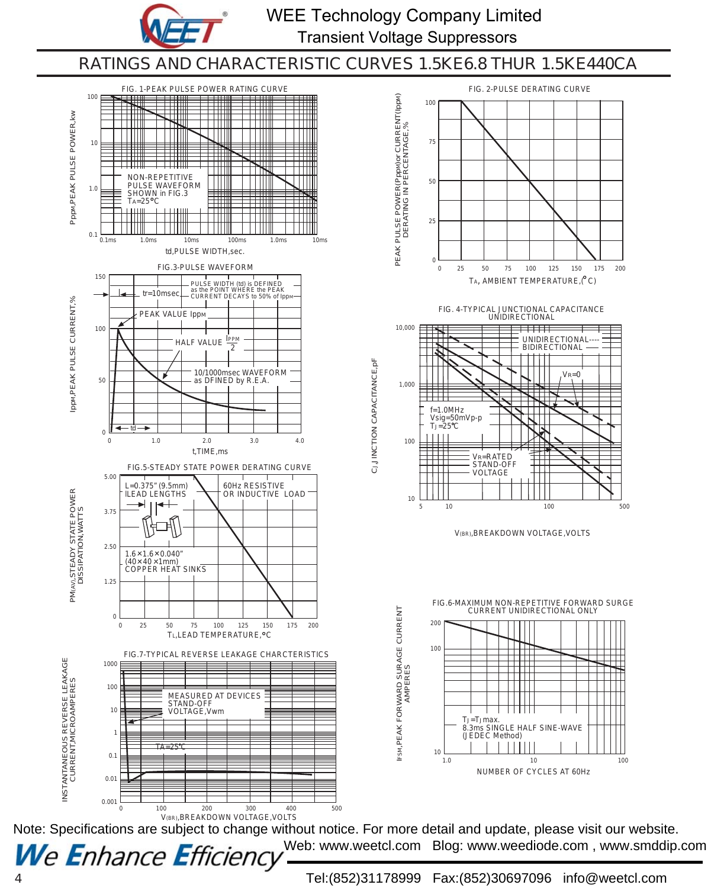# RATINGS AND CHARACTERISTIC CURVES 1.5KE6.8 THUR 1.5KE440CA

FIG. 1-PEAK PULSE POWER RATING CURVE

$P_{PPM}$,PEAK PULSE POWER,kw

100
10
1.0
0.1

0.1ms 1.0ms 10ms 100ms 1.0ms 10ms

td,PULSE WIDTH,sec.

NON-REPETITIVE
PULSE WAVEFORM
SHOWN in FIG.3
$T_A$=25°C

FIG. 2-PULSE DERATING CURVE

PEAK PULSE POWER($P_{PPM}$)or CURRENT($I_{PPM}$) DERATING IN PERCENTAGE,%

100
75
50
25
0

0 25 50 75 100 125 150 175 200

$T_A$, AMBIENT TEMPERATURE,(°C)

FIG.3-PULSE WAVEFORM

$I_{PPM}$,PEAK PULSE CURRENT,%

150
100
50
0

0 1.0 2.0 3.0 4.0

t,TIME,ms

tr=10msec

PULSE WIDTH (td) is DEFINED as the POINT WHERE the PEAK CURRENT DECAYS to 50% of $I_{PPM}$

PEAK VALUE $I_{PPM}$

HALF VALUE $\frac{I_{PPM}}{2}$

10/1000msec WAVEFORM as DFINED by R.E.A.

td

FIG. 4-TYPICAL JUNCTIONAL CAPACITANCE UNIDIRECTIONAL

$C_J$,JUNCTION CAPACITANCE,pF

10,000
1,000
100
10

5 10 100 500

$V_{(BR)}$,BREAKDOWN VOLTAGE,VOLTS

UNIDIRECTIONAL----
BIDIRECTIONAL ——

$V_R$=0

f=1.0MHz
Vsig=50mVp-p
$T_J$=25°C

$V_R$=RATED
STAND-OFF
VOLTAGE

FIG.5-STEADY STATE POWER DERATING CURVE

$P_{M(AV)}$,STEADY STATE POWER DISSIPATION,WATTS

5.00
3.75
2.50
1.25
0

0 25 50 75 100 125 150 175 200

$T_L$,LEAD TEMPERATURE,°C

L=0.375" (9.5mm)
LEAD LENGTHS

60Hz RESISTIVE
OR INDUCTIVE LOAD

1.6×1.6×0.040"
(40×40 ×1mm)
COPPER HEAT SINKS

FIG.6-MAXIMUM NON-REPETITIVE FORWARD SURGE CURRENT UNIDIRECTIONAL ONLY

$I_{FSM}$,PEAK FORWARD SURAGE CURRENT AMPERES

200
100
10

1.0 10 100

NUMBER OF CYCLES AT 60Hz

$T_J$=$T_J$ max.
8.3ms SINGLE HALF SINE-WAVE
(JEDEC Method)

FIG.7-TYPICAL REVERSE LEAKAGE CHARCTERISTICS

INSTANTANEOUS REVERSE LEAKAGE CURRENT,MICROAMPERES

1000
100
10
1
0.1
0.01
0.001

0 100 200 300 400 500

$V_{(BR)}$,BREAKDOWN VOLTAGE,VOLTS

MEASURED AT DEVICES
STAND-OFF
VOLTAGE,Vwm

TA=25°C

Note: Specifications are subject to change without notice. For more detail and update, please visit our website.